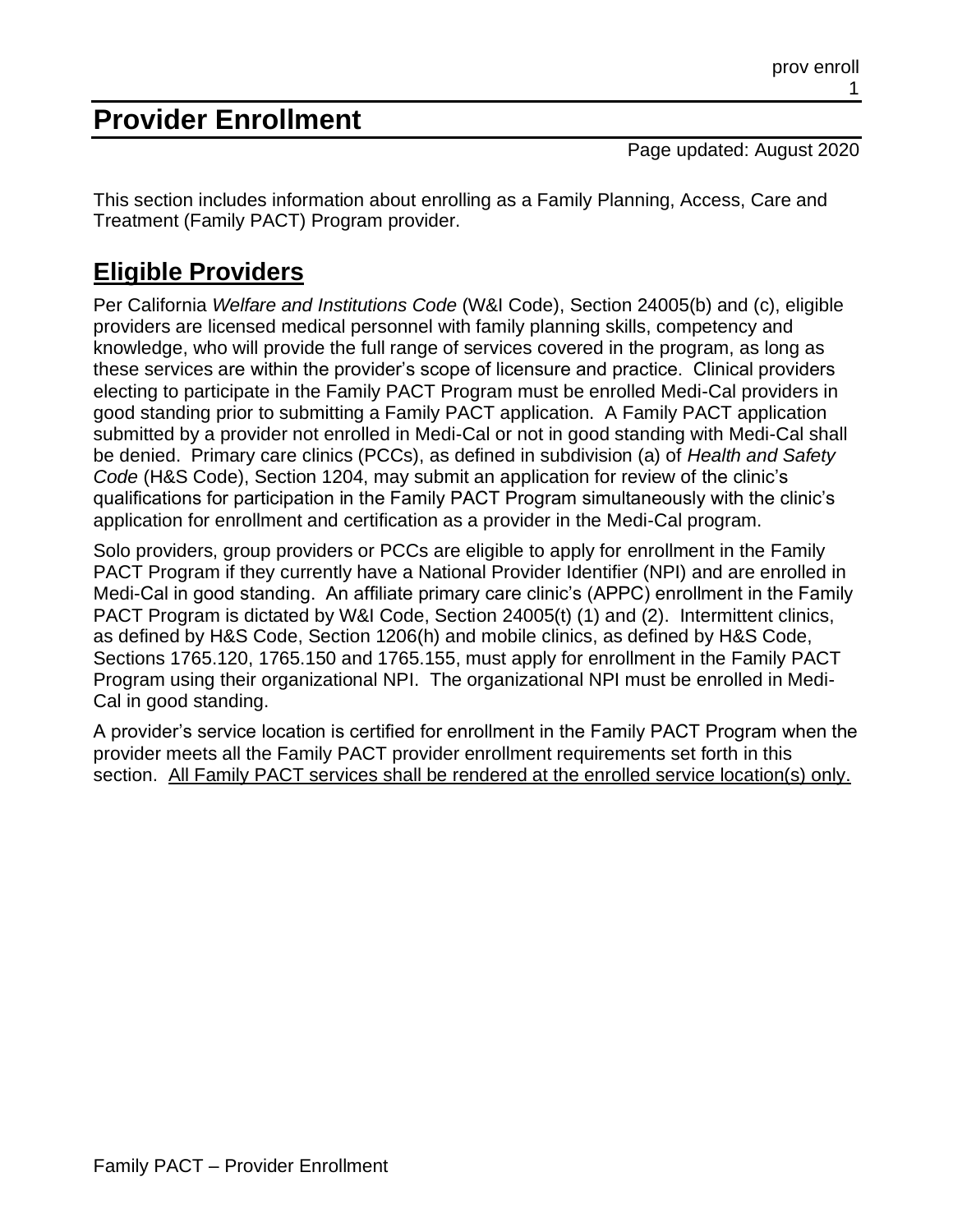# Provider Enrollment

Page updated: August 2020

This section includes information about enrolling as a Family Planning, Access, Care and Treatment (Family PACT) Program provider.

## Eligible Providers

Per California *Welfare and Institutions Code* (W&I Code), Section 24005(b) and (c), eligible providers are licensed medical personnel with family planning skills, competency and knowledge, who will provide the full range of services covered in the program, as long as these services are within the provider's scope of licensure and practice. Clinical providers electing to participate in the Family PACT Program must be enrolled Medi-Cal providers in good standing prior to submitting a Family PACT application. A Family PACT application submitted by a provider not enrolled in Medi-Cal or not in good standing with Medi-Cal shall be denied. Primary care clinics (PCCs), as defined in subdivision (a) of *Health and Safety Code* (H&S Code), Section 1204, may submit an application for review of the clinic's qualifications for participation in the Family PACT Program simultaneously with the clinic's application for enrollment and certification as a provider in the Medi-Cal program.

Solo providers, group providers or PCCs are eligible to apply for enrollment in the Family PACT Program if they currently have a National Provider Identifier (NPI) and are enrolled in Medi-Cal in good standing. An affiliate primary care clinic's (APPC) enrollment in the Family PACT Program is dictated by W&I Code, Section 24005(t) (1) and (2). Intermittent clinics, as defined by H&S Code, Section 1206(h) and mobile clinics, as defined by H&S Code, Sections 1765.120, 1765.150 and 1765.155, must apply for enrollment in the Family PACT Program using their organizational NPI. The organizational NPI must be enrolled in Medi-Cal in good standing.

A provider's service location is certified for enrollment in the Family PACT Program when the provider meets all the Family PACT provider enrollment requirements set forth in this section. <u>All Family PACT services shall be rendered at the enrolled service location(s) only.</u>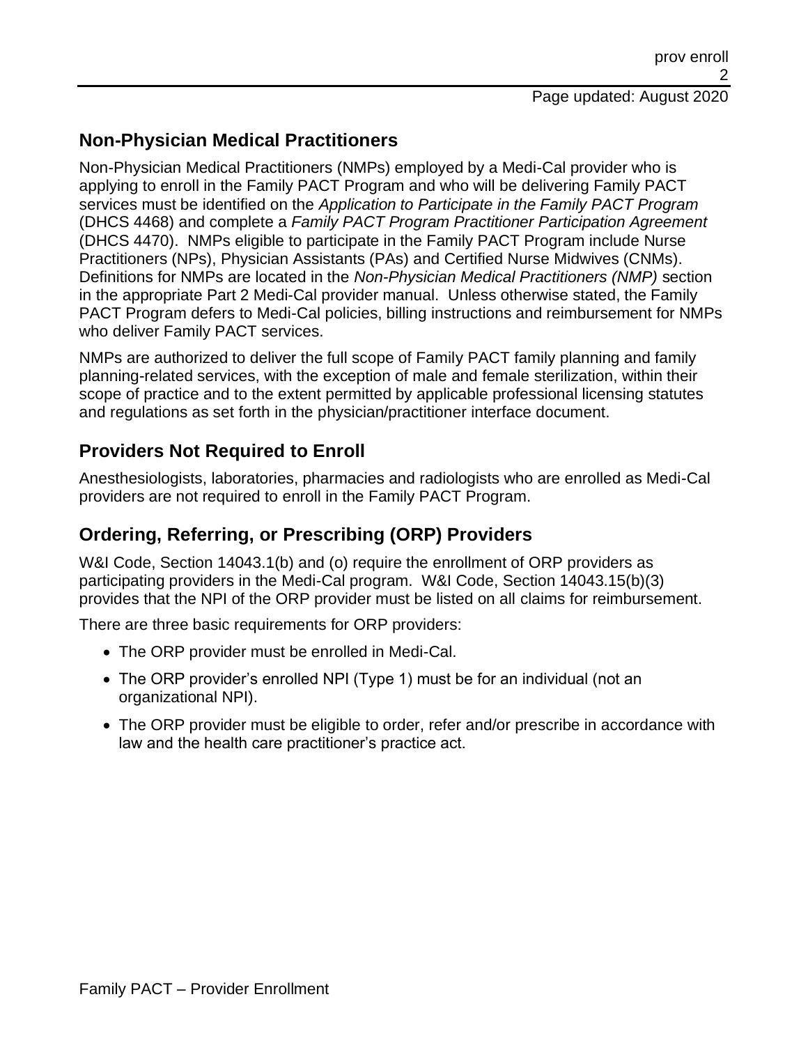## Non-Physician Medical Practitioners

Non-Physician Medical Practitioners (NMPs) employed by a Medi-Cal provider who is applying to enroll in the Family PACT Program and who will be delivering Family PACT services must be identified on the *Application to Participate in the Family PACT Program* (DHCS 4468) and complete a *Family PACT Program Practitioner Participation Agreement* (DHCS 4470). NMPs eligible to participate in the Family PACT Program include Nurse Practitioners (NPs), Physician Assistants (PAs) and Certified Nurse Midwives (CNMs). Definitions for NMPs are located in the *Non-Physician Medical Practitioners (NMP)* section in the appropriate Part 2 Medi-Cal provider manual. Unless otherwise stated, the Family PACT Program defers to Medi-Cal policies, billing instructions and reimbursement for NMPs who deliver Family PACT services.

NMPs are authorized to deliver the full scope of Family PACT family planning and family planning-related services, with the exception of male and female sterilization, within their scope of practice and to the extent permitted by applicable professional licensing statutes and regulations as set forth in the physician/practitioner interface document.

## Providers Not Required to Enroll

Anesthesiologists, laboratories, pharmacies and radiologists who are enrolled as Medi-Cal providers are not required to enroll in the Family PACT Program.

## Ordering, Referring, or Prescribing (ORP) Providers

W&I Code, Section 14043.1(b) and (o) require the enrollment of ORP providers as participating providers in the Medi-Cal program. W&I Code, Section 14043.15(b)(3) provides that the NPI of the ORP provider must be listed on all claims for reimbursement.

There are three basic requirements for ORP providers:

- The ORP provider must be enrolled in Medi-Cal.
- The ORP provider's enrolled NPI (Type 1) must be for an individual (not an organizational NPI).
- The ORP provider must be eligible to order, refer and/or prescribe in accordance with law and the health care practitioner's practice act.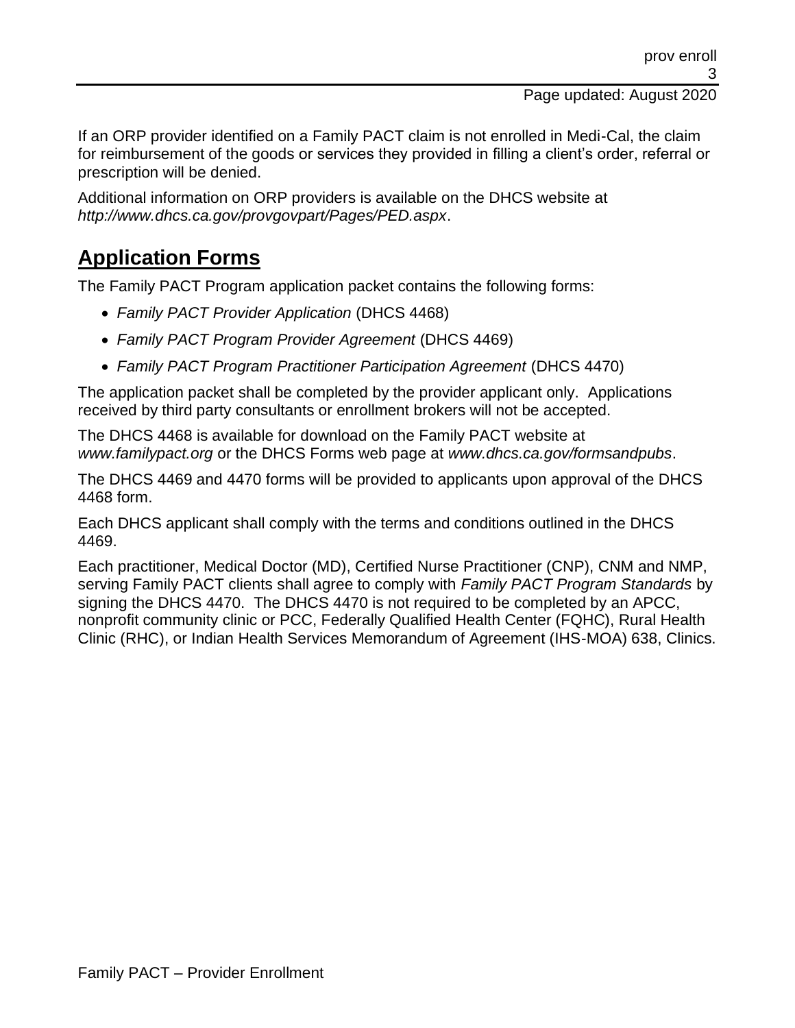If an ORP provider identified on a Family PACT claim is not enrolled in Medi-Cal, the claim for reimbursement of the goods or services they provided in filling a client's order, referral or prescription will be denied.

Additional information on ORP providers is available on the DHCS website at *http://www.dhcs.ca.gov/provgovpart/Pages/PED.aspx*.

## Application Forms

The Family PACT Program application packet contains the following forms:

- *Family PACT Provider Application* (DHCS 4468)
- *Family PACT Program Provider Agreement* (DHCS 4469)
- *Family PACT Program Practitioner Participation Agreement* (DHCS 4470)

The application packet shall be completed by the provider applicant only. Applications received by third party consultants or enrollment brokers will not be accepted.

The DHCS 4468 is available for download on the Family PACT website at *www.familypact.org* or the DHCS Forms web page at *www.dhcs.ca.gov/formsandpubs*.

The DHCS 4469 and 4470 forms will be provided to applicants upon approval of the DHCS 4468 form.

Each DHCS applicant shall comply with the terms and conditions outlined in the DHCS 4469.

Each practitioner, Medical Doctor (MD), Certified Nurse Practitioner (CNP), CNM and NMP, serving Family PACT clients shall agree to comply with *Family PACT Program Standards* by signing the DHCS 4470. The DHCS 4470 is not required to be completed by an APCC, nonprofit community clinic or PCC, Federally Qualified Health Center (FQHC), Rural Health Clinic (RHC), or Indian Health Services Memorandum of Agreement (IHS-MOA) 638, Clinics.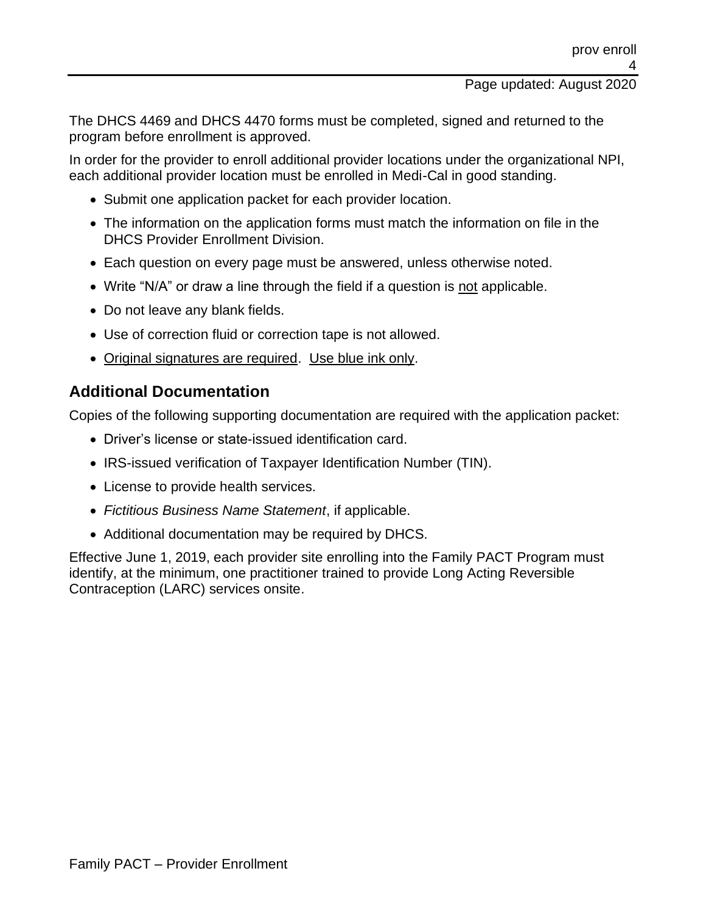The DHCS 4469 and DHCS 4470 forms must be completed, signed and returned to the program before enrollment is approved.

In order for the provider to enroll additional provider locations under the organizational NPI, each additional provider location must be enrolled in Medi-Cal in good standing.

- Submit one application packet for each provider location.
- The information on the application forms must match the information on file in the DHCS Provider Enrollment Division.
- Each question on every page must be answered, unless otherwise noted.
- Write "N/A" or draw a line through the field if a question is <u>not</u> applicable.
- Do not leave any blank fields.
- Use of correction fluid or correction tape is not allowed.
- <u>Original signatures are required</u>. <u>Use blue ink only</u>.

## Additional Documentation

Copies of the following supporting documentation are required with the application packet:

- Driver's license or state-issued identification card.
- IRS-issued verification of Taxpayer Identification Number (TIN).
- License to provide health services.
- *Fictitious Business Name Statement*, if applicable.
- Additional documentation may be required by DHCS.

Effective June 1, 2019, each provider site enrolling into the Family PACT Program must identify, at the minimum, one practitioner trained to provide Long Acting Reversible Contraception (LARC) services onsite.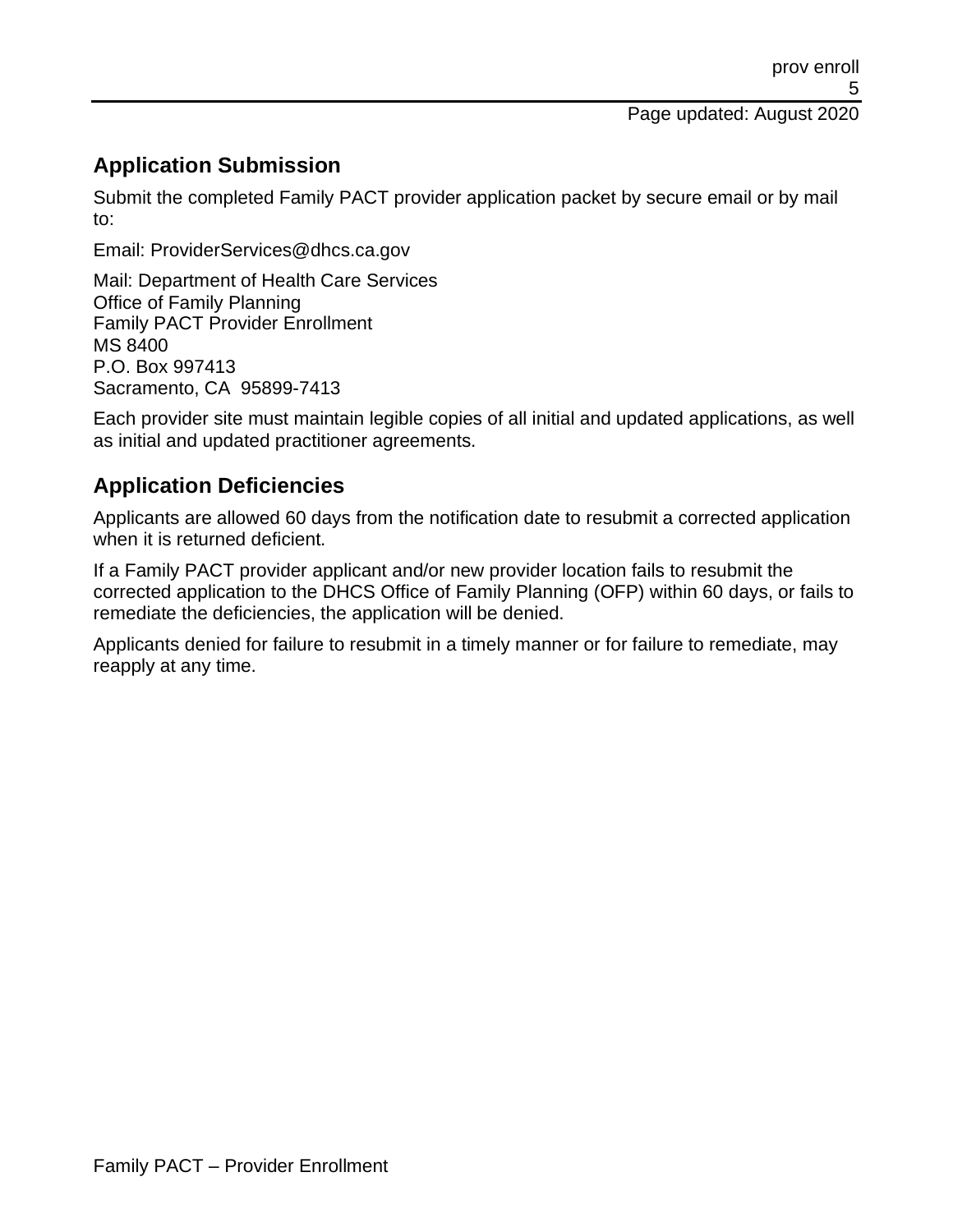## Application Submission

Submit the completed Family PACT provider application packet by secure email or by mail to:

Email: ProviderServices@dhcs.ca.gov

Mail: Department of Health Care Services
Office of Family Planning
Family PACT Provider Enrollment
MS 8400
P.O. Box 997413
Sacramento, CA 95899-7413

Each provider site must maintain legible copies of all initial and updated applications, as well as initial and updated practitioner agreements.

## Application Deficiencies

Applicants are allowed 60 days from the notification date to resubmit a corrected application when it is returned deficient.

If a Family PACT provider applicant and/or new provider location fails to resubmit the corrected application to the DHCS Office of Family Planning (OFP) within 60 days, or fails to remediate the deficiencies, the application will be denied.

Applicants denied for failure to resubmit in a timely manner or for failure to remediate, may reapply at any time.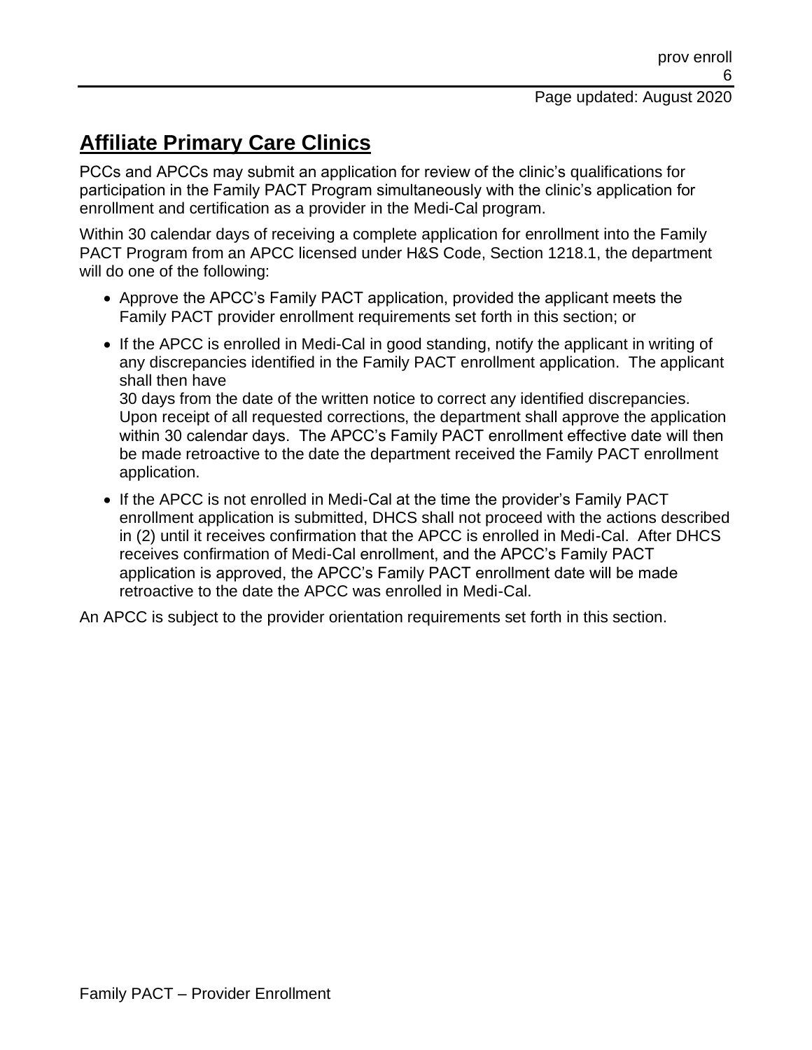# Affiliate Primary Care Clinics

PCCs and APCCs may submit an application for review of the clinic's qualifications for participation in the Family PACT Program simultaneously with the clinic's application for enrollment and certification as a provider in the Medi-Cal program.

Within 30 calendar days of receiving a complete application for enrollment into the Family PACT Program from an APCC licensed under H&S Code, Section 1218.1, the department will do one of the following:

- Approve the APCC's Family PACT application, provided the applicant meets the Family PACT provider enrollment requirements set forth in this section; or
- If the APCC is enrolled in Medi-Cal in good standing, notify the applicant in writing of any discrepancies identified in the Family PACT enrollment application. The applicant shall then have 30 days from the date of the written notice to correct any identified discrepancies. Upon receipt of all requested corrections, the department shall approve the application within 30 calendar days. The APCC's Family PACT enrollment effective date will then be made retroactive to the date the department received the Family PACT enrollment application.
- If the APCC is not enrolled in Medi-Cal at the time the provider's Family PACT enrollment application is submitted, DHCS shall not proceed with the actions described in (2) until it receives confirmation that the APCC is enrolled in Medi-Cal. After DHCS receives confirmation of Medi-Cal enrollment, and the APCC's Family PACT application is approved, the APCC's Family PACT enrollment date will be made retroactive to the date the APCC was enrolled in Medi-Cal.

An APCC is subject to the provider orientation requirements set forth in this section.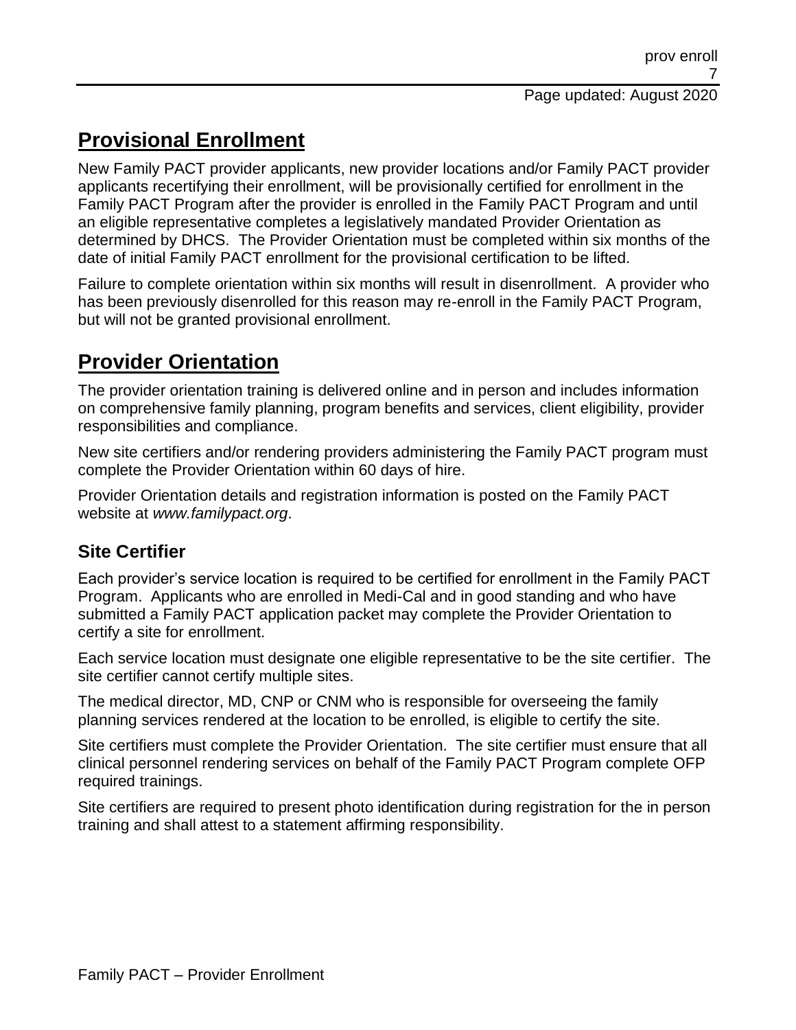## Provisional Enrollment

New Family PACT provider applicants, new provider locations and/or Family PACT provider applicants recertifying their enrollment, will be provisionally certified for enrollment in the Family PACT Program after the provider is enrolled in the Family PACT Program and until an eligible representative completes a legislatively mandated Provider Orientation as determined by DHCS. The Provider Orientation must be completed within six months of the date of initial Family PACT enrollment for the provisional certification to be lifted.

Failure to complete orientation within six months will result in disenrollment. A provider who has been previously disenrolled for this reason may re-enroll in the Family PACT Program, but will not be granted provisional enrollment.

## Provider Orientation

The provider orientation training is delivered online and in person and includes information on comprehensive family planning, program benefits and services, client eligibility, provider responsibilities and compliance.

New site certifiers and/or rendering providers administering the Family PACT program must complete the Provider Orientation within 60 days of hire.

Provider Orientation details and registration information is posted on the Family PACT website at *www.familypact.org*.

### Site Certifier

Each provider's service location is required to be certified for enrollment in the Family PACT Program. Applicants who are enrolled in Medi-Cal and in good standing and who have submitted a Family PACT application packet may complete the Provider Orientation to certify a site for enrollment.

Each service location must designate one eligible representative to be the site certifier. The site certifier cannot certify multiple sites.

The medical director, MD, CNP or CNM who is responsible for overseeing the family planning services rendered at the location to be enrolled, is eligible to certify the site.

Site certifiers must complete the Provider Orientation. The site certifier must ensure that all clinical personnel rendering services on behalf of the Family PACT Program complete OFP required trainings.

Site certifiers are required to present photo identification during registration for the in person training and shall attest to a statement affirming responsibility.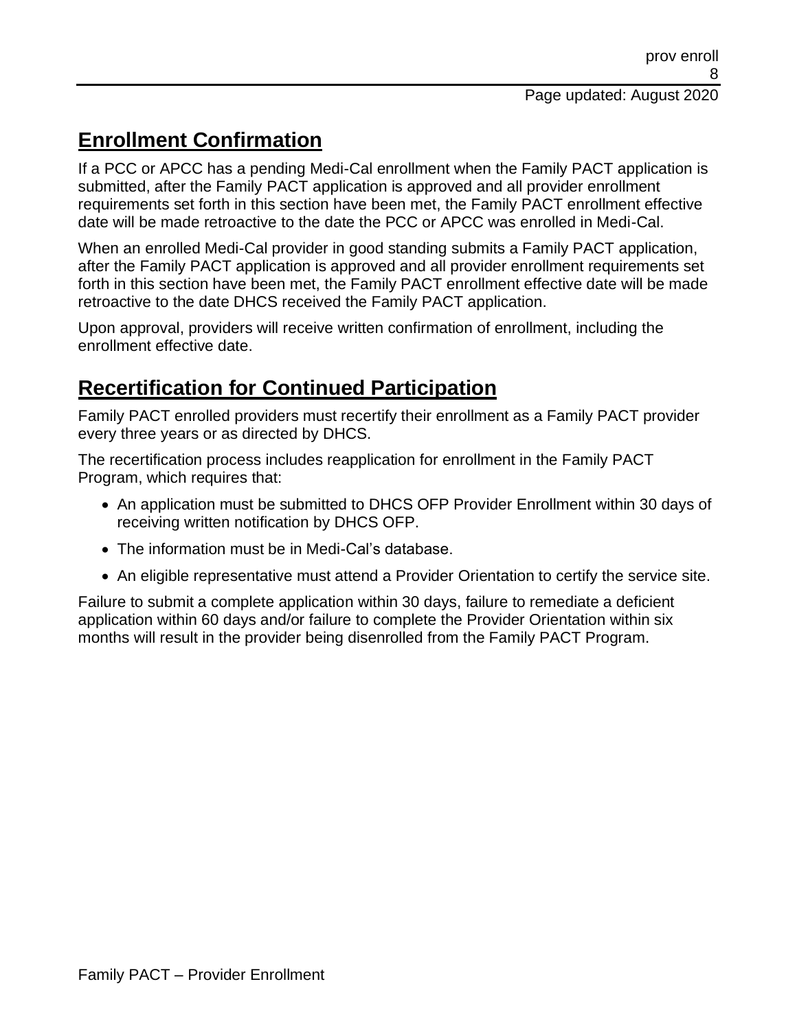## Enrollment Confirmation

If a PCC or APCC has a pending Medi-Cal enrollment when the Family PACT application is submitted, after the Family PACT application is approved and all provider enrollment requirements set forth in this section have been met, the Family PACT enrollment effective date will be made retroactive to the date the PCC or APCC was enrolled in Medi-Cal.

When an enrolled Medi-Cal provider in good standing submits a Family PACT application, after the Family PACT application is approved and all provider enrollment requirements set forth in this section have been met, the Family PACT enrollment effective date will be made retroactive to the date DHCS received the Family PACT application.

Upon approval, providers will receive written confirmation of enrollment, including the enrollment effective date.

## Recertification for Continued Participation

Family PACT enrolled providers must recertify their enrollment as a Family PACT provider every three years or as directed by DHCS.

The recertification process includes reapplication for enrollment in the Family PACT Program, which requires that:

- An application must be submitted to DHCS OFP Provider Enrollment within 30 days of receiving written notification by DHCS OFP.
- The information must be in Medi-Cal's database.
- An eligible representative must attend a Provider Orientation to certify the service site.

Failure to submit a complete application within 30 days, failure to remediate a deficient application within 60 days and/or failure to complete the Provider Orientation within six months will result in the provider being disenrolled from the Family PACT Program.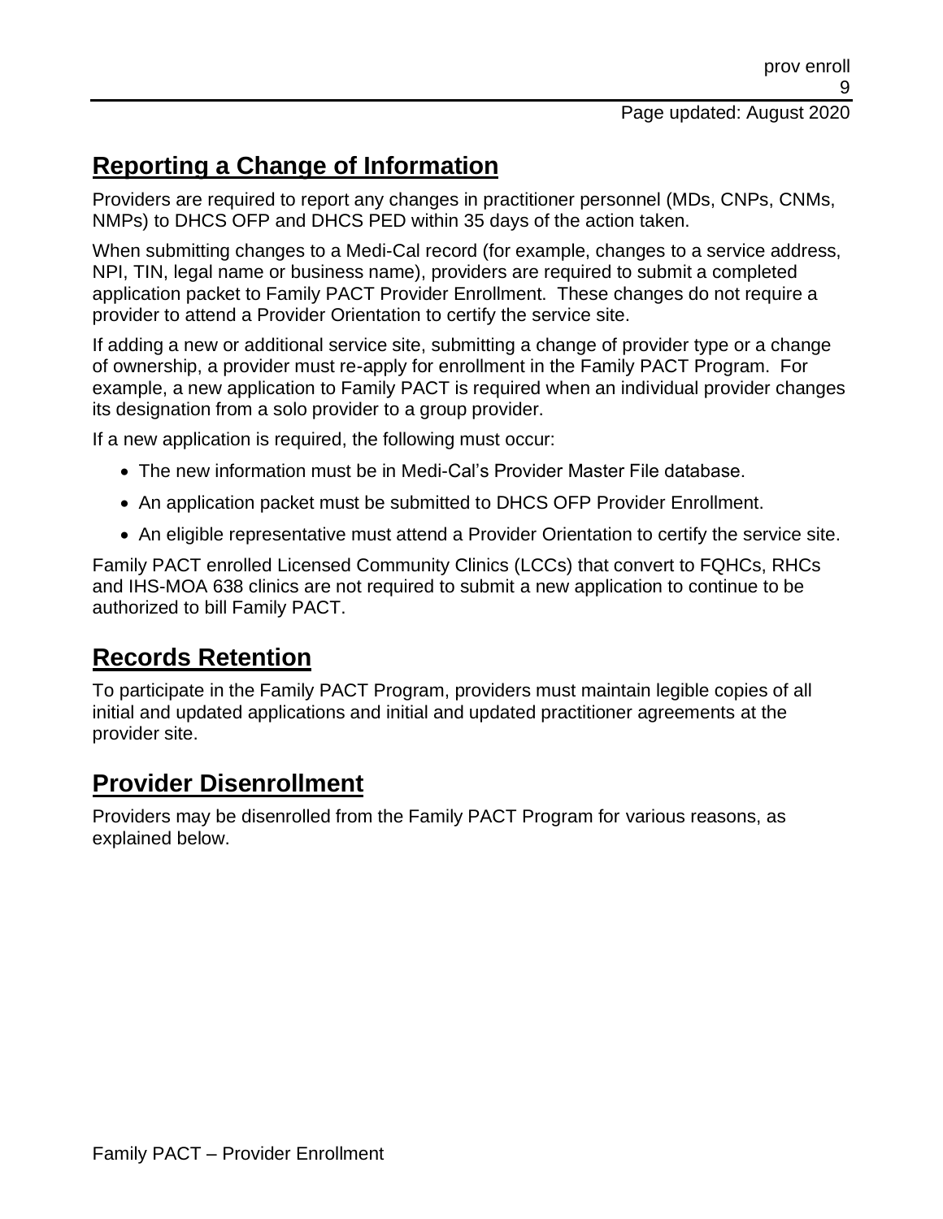## Reporting a Change of Information

Providers are required to report any changes in practitioner personnel (MDs, CNPs, CNMs, NMPs) to DHCS OFP and DHCS PED within 35 days of the action taken.

When submitting changes to a Medi-Cal record (for example, changes to a service address, NPI, TIN, legal name or business name), providers are required to submit a completed application packet to Family PACT Provider Enrollment. These changes do not require a provider to attend a Provider Orientation to certify the service site.

If adding a new or additional service site, submitting a change of provider type or a change of ownership, a provider must re-apply for enrollment in the Family PACT Program. For example, a new application to Family PACT is required when an individual provider changes its designation from a solo provider to a group provider.

If a new application is required, the following must occur:

- The new information must be in Medi-Cal's Provider Master File database.
- An application packet must be submitted to DHCS OFP Provider Enrollment.
- An eligible representative must attend a Provider Orientation to certify the service site.

Family PACT enrolled Licensed Community Clinics (LCCs) that convert to FQHCs, RHCs and IHS-MOA 638 clinics are not required to submit a new application to continue to be authorized to bill Family PACT.

## Records Retention

To participate in the Family PACT Program, providers must maintain legible copies of all initial and updated applications and initial and updated practitioner agreements at the provider site.

## Provider Disenrollment

Providers may be disenrolled from the Family PACT Program for various reasons, as explained below.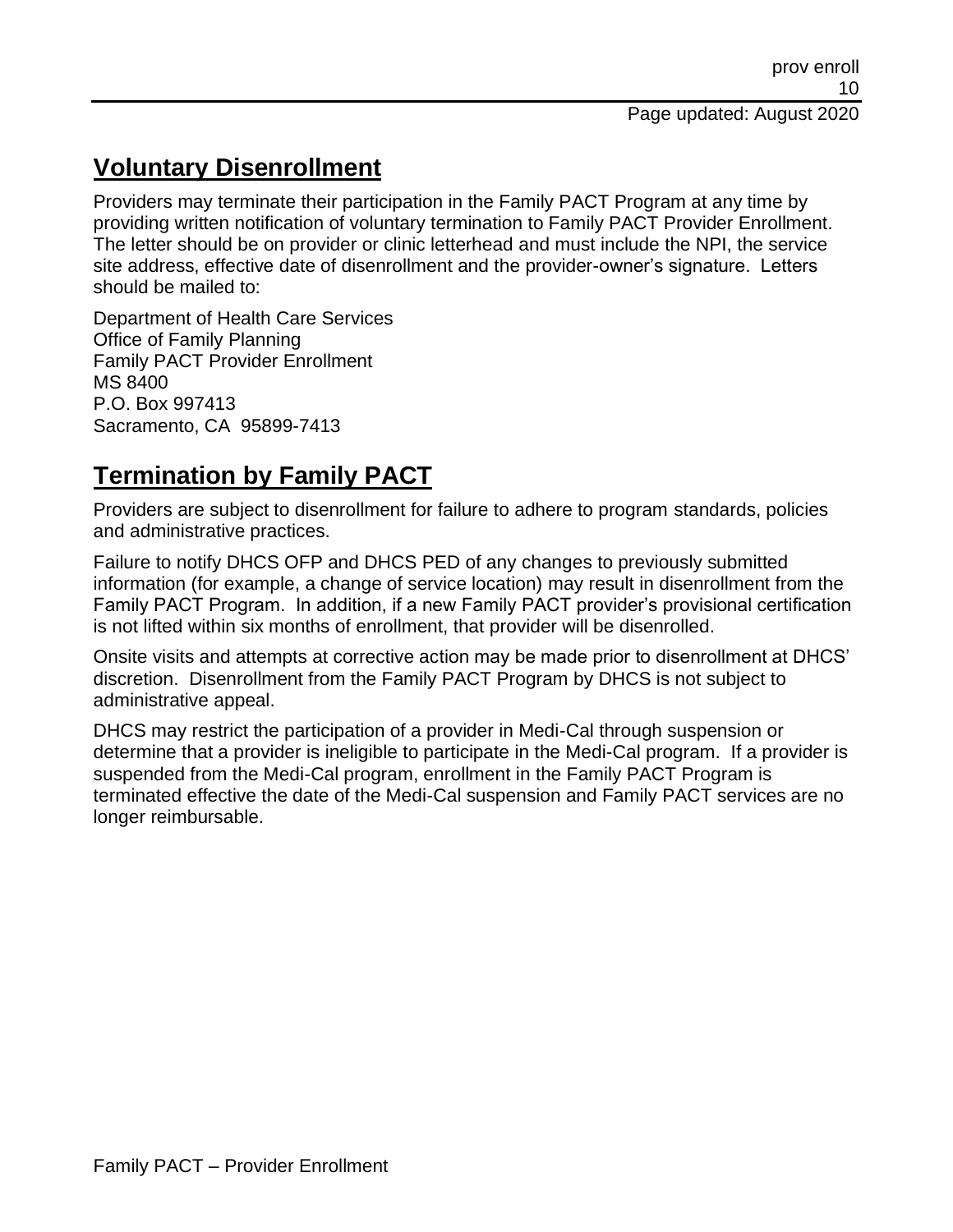## Voluntary Disenrollment

Providers may terminate their participation in the Family PACT Program at any time by providing written notification of voluntary termination to Family PACT Provider Enrollment. The letter should be on provider or clinic letterhead and must include the NPI, the service site address, effective date of disenrollment and the provider-owner's signature. Letters should be mailed to:

Department of Health Care Services
Office of Family Planning
Family PACT Provider Enrollment
MS 8400
P.O. Box 997413
Sacramento, CA 95899-7413

## Termination by Family PACT

Providers are subject to disenrollment for failure to adhere to program standards, policies and administrative practices.

Failure to notify DHCS OFP and DHCS PED of any changes to previously submitted information (for example, a change of service location) may result in disenrollment from the Family PACT Program. In addition, if a new Family PACT provider's provisional certification is not lifted within six months of enrollment, that provider will be disenrolled.

Onsite visits and attempts at corrective action may be made prior to disenrollment at DHCS' discretion. Disenrollment from the Family PACT Program by DHCS is not subject to administrative appeal.

DHCS may restrict the participation of a provider in Medi-Cal through suspension or determine that a provider is ineligible to participate in the Medi-Cal program. If a provider is suspended from the Medi-Cal program, enrollment in the Family PACT Program is terminated effective the date of the Medi-Cal suspension and Family PACT services are no longer reimbursable.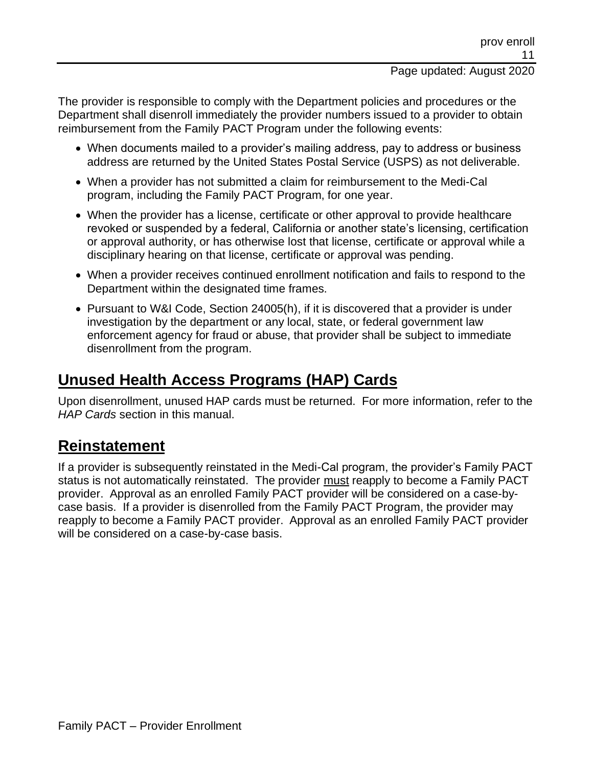The provider is responsible to comply with the Department policies and procedures or the Department shall disenroll immediately the provider numbers issued to a provider to obtain reimbursement from the Family PACT Program under the following events:

- When documents mailed to a provider's mailing address, pay to address or business address are returned by the United States Postal Service (USPS) as not deliverable.
- When a provider has not submitted a claim for reimbursement to the Medi-Cal program, including the Family PACT Program, for one year.
- When the provider has a license, certificate or other approval to provide healthcare revoked or suspended by a federal, California or another state's licensing, certification or approval authority, or has otherwise lost that license, certificate or approval while a disciplinary hearing on that license, certificate or approval was pending.
- When a provider receives continued enrollment notification and fails to respond to the Department within the designated time frames.
- Pursuant to W&I Code, Section 24005(h), if it is discovered that a provider is under investigation by the department or any local, state, or federal government law enforcement agency for fraud or abuse, that provider shall be subject to immediate disenrollment from the program.

## Unused Health Access Programs (HAP) Cards

Upon disenrollment, unused HAP cards must be returned. For more information, refer to the *HAP Cards* section in this manual.

## Reinstatement

If a provider is subsequently reinstated in the Medi-Cal program, the provider's Family PACT status is not automatically reinstated. The provider must reapply to become a Family PACT provider. Approval as an enrolled Family PACT provider will be considered on a case-by-case basis. If a provider is disenrolled from the Family PACT Program, the provider may reapply to become a Family PACT provider. Approval as an enrolled Family PACT provider will be considered on a case-by-case basis.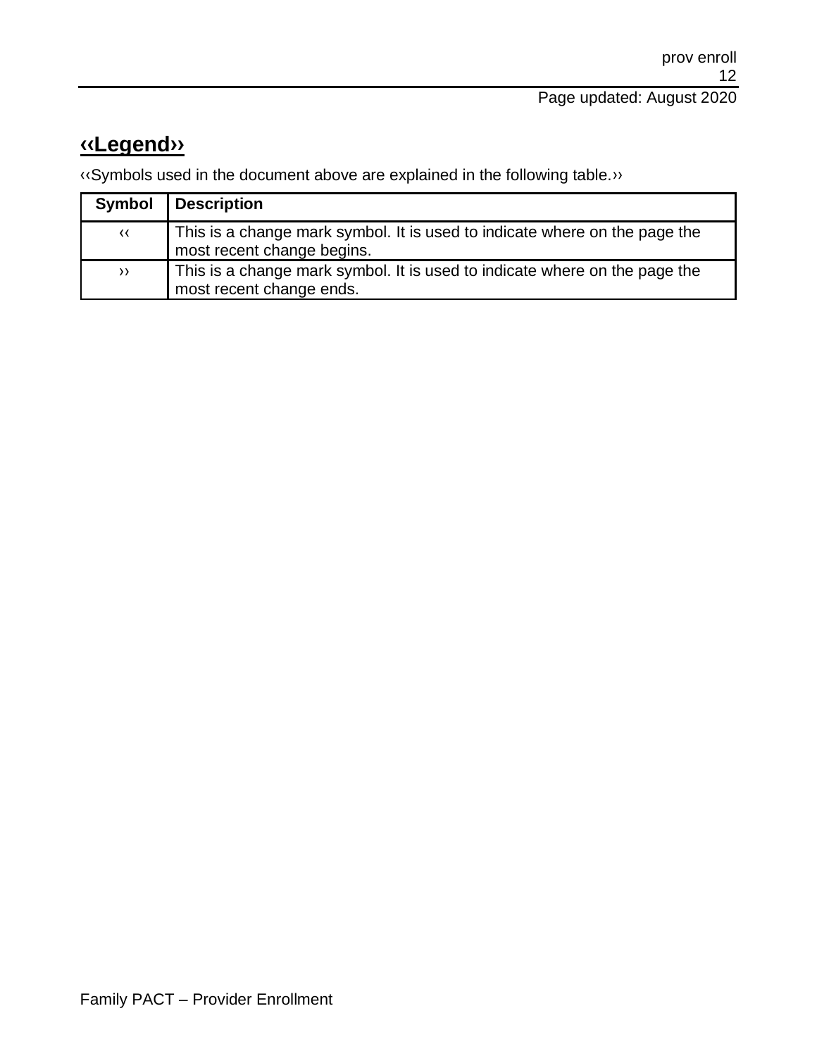## ‹‹Legend››

‹‹Symbols used in the document above are explained in the following table.››

| Symbol | Description |
| --- | --- |
| ‹‹ | This is a change mark symbol. It is used to indicate where on the page the most recent change begins. |
| ›› | This is a change mark symbol. It is used to indicate where on the page the most recent change ends. |